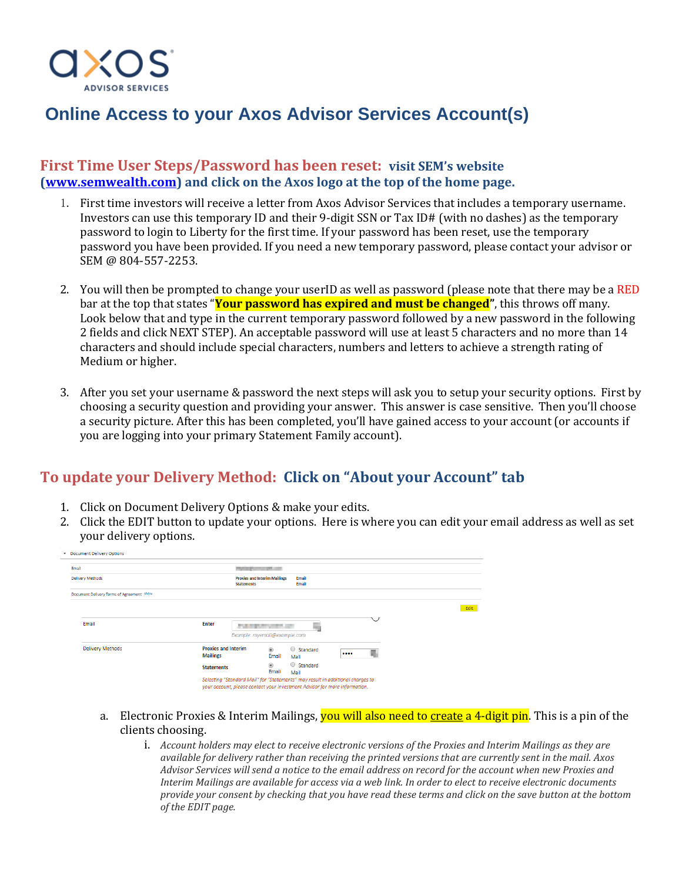axos
ADVISOR SERVICES

# Online Access to your Axos Advisor Services Account(s)

## First Time User Steps/Password has been reset: visit SEM's website (www.semwealth.com) and click on the Axos logo at the top of the home page.

1. First time investors will receive a letter from Axos Advisor Services that includes a temporary username. Investors can use this temporary ID and their 9-digit SSN or Tax ID# (with no dashes) as the temporary password to login to Liberty for the first time. If your password has been reset, use the temporary password you have been provided. If you need a new temporary password, please contact your advisor or SEM @ 804-557-2253.

2. You will then be prompted to change your userID as well as password (please note that there may be a RED bar at the top that states "**Your password has expired and must be changed**", this throws off many. Look below that and type in the current temporary password followed by a new password in the following 2 fields and click NEXT STEP). An acceptable password will use at least 5 characters and no more than 14 characters and should include special characters, numbers and letters to achieve a strength rating of Medium or higher.

3. After you set your username & password the next steps will ask you to setup your security options. First by choosing a security question and providing your answer. This answer is case sensitive. Then you'll choose a security picture. After this has been completed, you'll have gained access to your account (or accounts if you are logging into your primary Statement Family account).

## To update your Delivery Method: Click on "About your Account" tab

1. Click on Document Delivery Options & make your edits.
2. Click the EDIT button to update your options. Here is where you can edit your email address as well as set your delivery options.

Document Delivery Options

| | | |
|---|---|---|
| Email | | |
| Delivery Methods | Proxies and Interim Mailings | Email |
| | Statements | Email |
| Document Delivery Terms of Agreement show | | |

Edit

| | | |
|---|---|---|
| Email | Enter | Example: myemail@example.com |
| Delivery Methods | Proxies and Interim Mailings | Email / Standard Mail |
| | Statements | Email / Standard Mail |

Selecting "Standard Mail" for "Statements" may result in additional charges to your account, please contact your investment Advisor for more information.

   a. Electronic Proxies & Interim Mailings, you will also need to create a 4-digit pin. This is a pin of the clients choosing.
      i. *Account holders may elect to receive electronic versions of the Proxies and Interim Mailings as they are available for delivery rather than receiving the printed versions that are currently sent in the mail. Axos Advisor Services will send a notice to the email address on record for the account when new Proxies and Interim Mailings are available for access via a web link. In order to elect to receive electronic documents provide your consent by checking that you have read these terms and click on the save button at the bottom of the EDIT page.*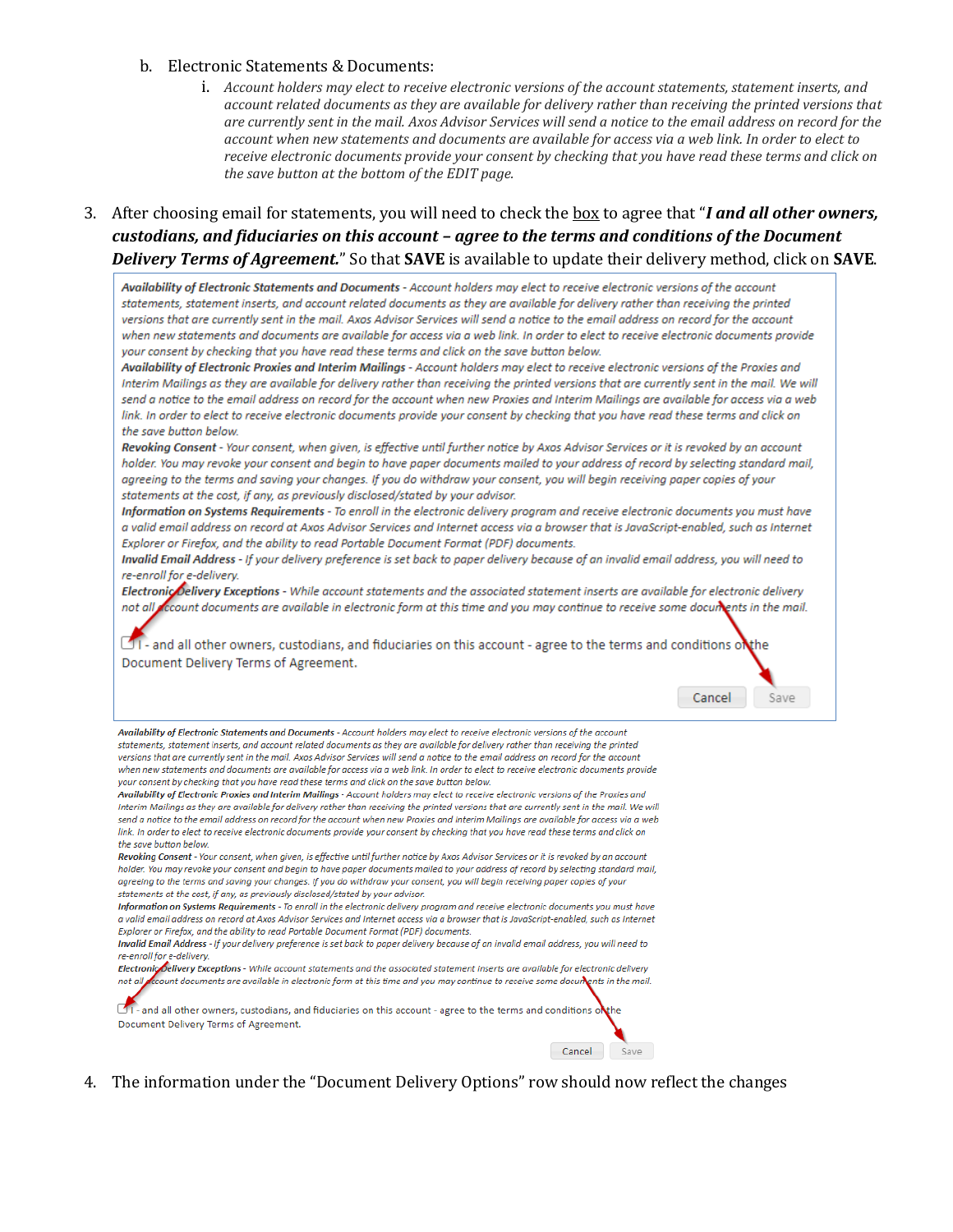b. Electronic Statements & Documents:

   i. *Account holders may elect to receive electronic versions of the account statements, statement inserts, and account related documents as they are available for delivery rather than receiving the printed versions that are currently sent in the mail. Axos Advisor Services will send a notice to the email address on record for the account when new statements and documents are available for access via a web link. In order to elect to receive electronic documents provide your consent by checking that you have read these terms and click on the save button at the bottom of the EDIT page.*

3. After choosing email for statements, you will need to check the box to agree that "***I and all other owners, custodians, and fiduciaries on this account – agree to the terms and conditions of the Document Delivery Terms of Agreement.***" So that **SAVE** is available to update their delivery method, click on **SAVE**.

***Availability of Electronic Statements and Documents*** *- Account holders may elect to receive electronic versions of the account statements, statement inserts, and account related documents as they are available for delivery rather than receiving the printed versions that are currently sent in the mail. Axos Advisor Services will send a notice to the email address on record for the account when new statements and documents are available for access via a web link. In order to elect to receive electronic documents provide your consent by checking that you have read these terms and click on the save button below.*

***Availability of Electronic Proxies and Interim Mailings*** *- Account holders may elect to receive electronic versions of the Proxies and Interim Mailings as they are available for delivery rather than receiving the printed versions that are currently sent in the mail. We will send a notice to the email address on record for the account when new Proxies and Interim Mailings are available for access via a web link. In order to elect to receive electronic documents provide your consent by checking that you have read these terms and click on the save button below.*

***Revoking Consent*** *- Your consent, when given, is effective until further notice by Axos Advisor Services or it is revoked by an account holder. You may revoke your consent and begin to have paper documents mailed to your address of record by selecting standard mail, agreeing to the terms and saving your changes. If you do withdraw your consent, you will begin receiving paper copies of your statements at the cost, if any, as previously disclosed/stated by your advisor.*

***Information on Systems Requirements*** *- To enroll in the electronic delivery program and receive electronic documents you must have a valid email address on record at Axos Advisor Services and Internet access via a browser that is JavaScript-enabled, such as Internet Explorer or Firefox, and the ability to read Portable Document Format (PDF) documents.*

***Invalid Email Address*** *- If your delivery preference is set back to paper delivery because of an invalid email address, you will need to re-enroll for e-delivery.*

***Electronic Delivery Exceptions*** *- While account statements and the associated statement inserts are available for electronic delivery not all account documents are available in electronic form at this time and you may continue to receive some documents in the mail.*

☐ I - and all other owners, custodians, and fiduciaries on this account - agree to the terms and conditions of the Document Delivery Terms of Agreement.

Cancel | Save

4. The information under the "Document Delivery Options" row should now reflect the changes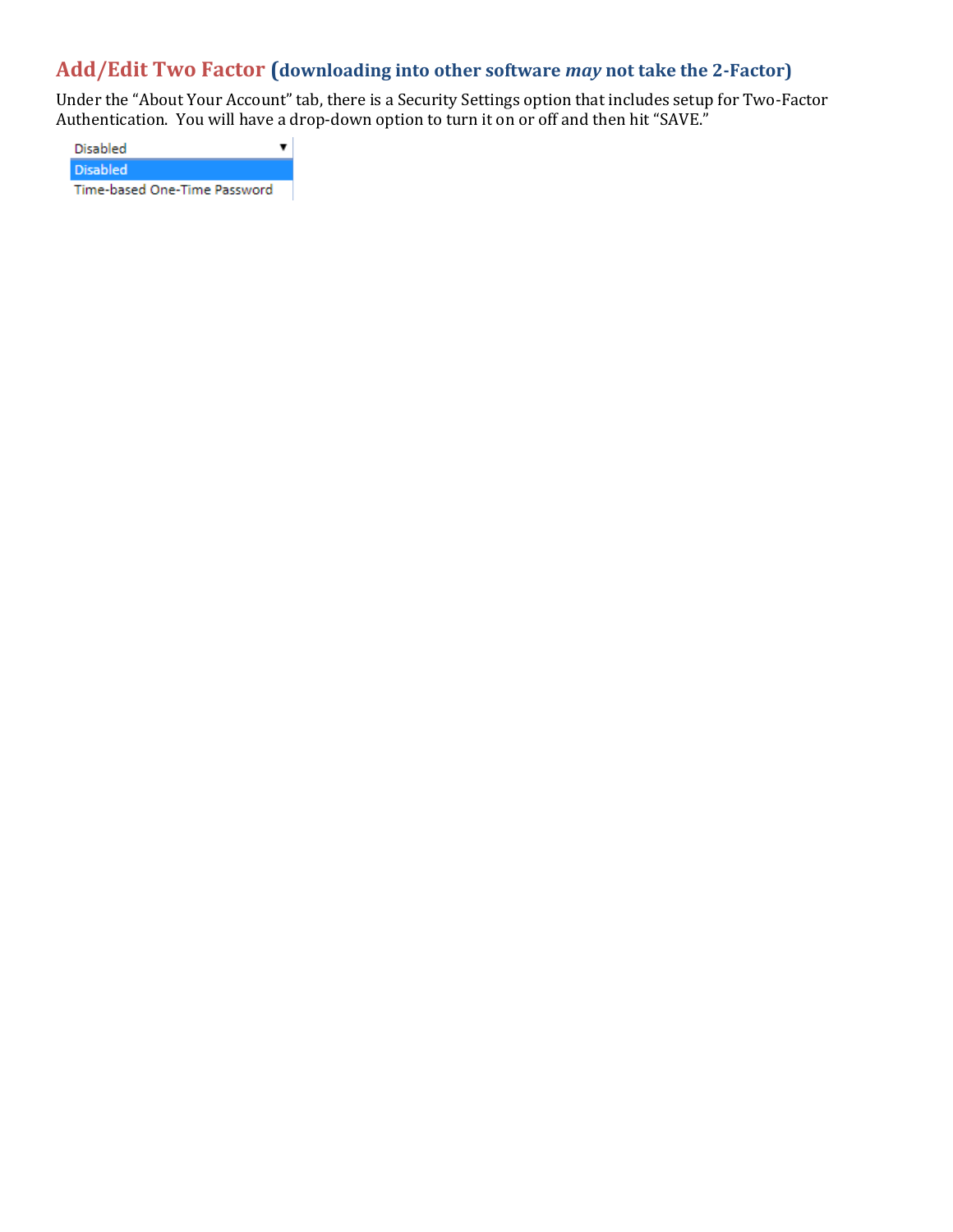## Add/Edit Two Factor (downloading into other software *may* not take the 2-Factor)

Under the "About Your Account" tab, there is a Security Settings option that includes setup for Two-Factor Authentication. You will have a drop-down option to turn it on or off and then hit "SAVE."

Disabled
Disabled
Time-based One-Time Password